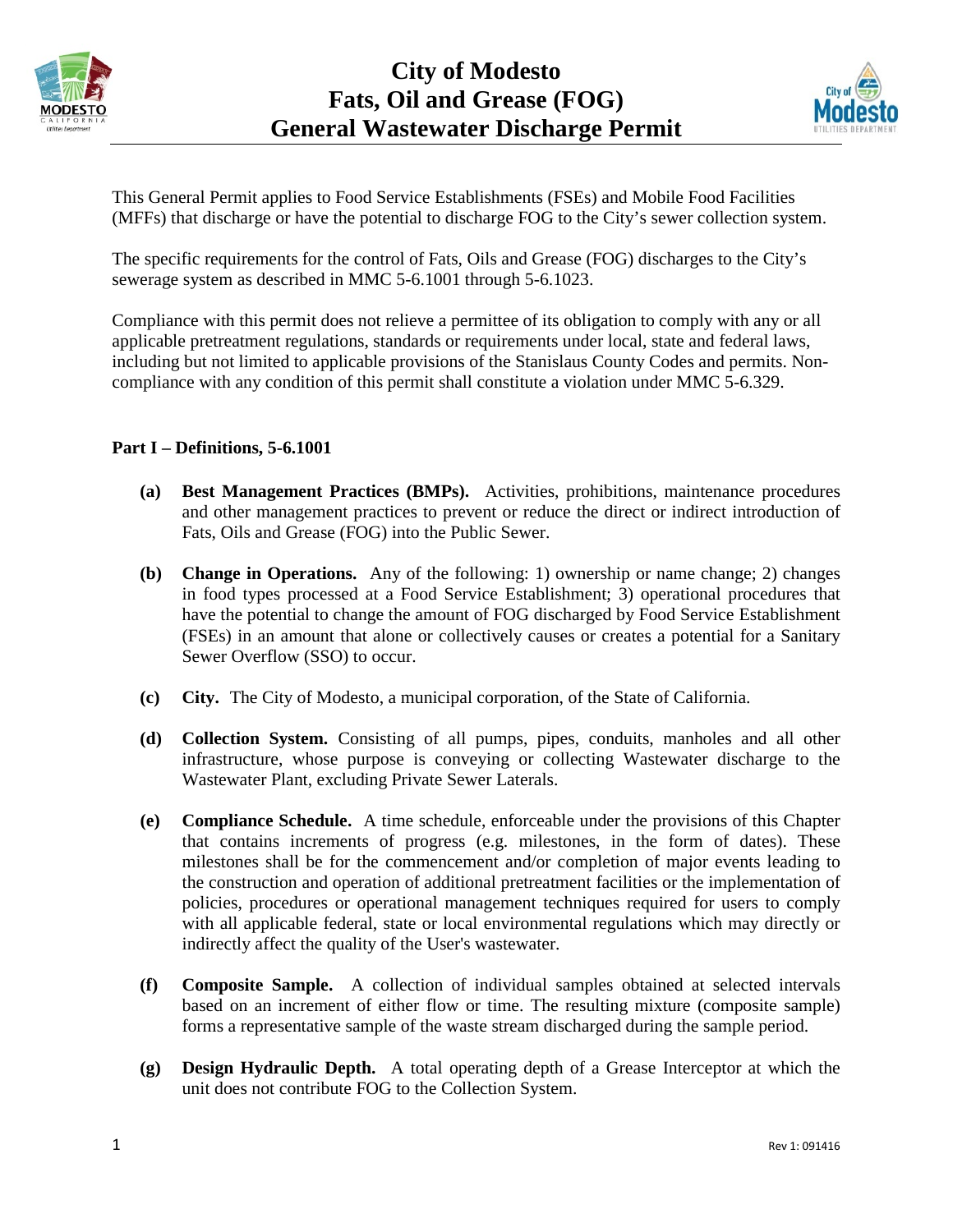# City of Modesto Fats, Oil and Grease (FOG) General Wastewater Discharge Permit

This General Permit applies to Food Service Establishments (FSEs) and Mobile Food Facilities (MFFs) that discharge or have the potential to discharge FOG to the City's sewer collection system.

The specific requirements for the control of Fats, Oils and Grease (FOG) discharges to the City's sewerage system as described in MMC 5-6.1001 through 5-6.1023.

Compliance with this permit does not relieve a permittee of its obligation to comply with any or all applicable pretreatment regulations, standards or requirements under local, state and federal laws, including but not limited to applicable provisions of the Stanislaus County Codes and permits. Non-compliance with any condition of this permit shall constitute a violation under MMC 5-6.329.

## Part I – Definitions, 5-6.1001

**(a) Best Management Practices (BMPs).** Activities, prohibitions, maintenance procedures and other management practices to prevent or reduce the direct or indirect introduction of Fats, Oils and Grease (FOG) into the Public Sewer.

**(b) Change in Operations.** Any of the following: 1) ownership or name change; 2) changes in food types processed at a Food Service Establishment; 3) operational procedures that have the potential to change the amount of FOG discharged by Food Service Establishment (FSEs) in an amount that alone or collectively causes or creates a potential for a Sanitary Sewer Overflow (SSO) to occur.

**(c) City.** The City of Modesto, a municipal corporation, of the State of California.

**(d) Collection System.** Consisting of all pumps, pipes, conduits, manholes and all other infrastructure, whose purpose is conveying or collecting Wastewater discharge to the Wastewater Plant, excluding Private Sewer Laterals.

**(e) Compliance Schedule.** A time schedule, enforceable under the provisions of this Chapter that contains increments of progress (e.g. milestones, in the form of dates). These milestones shall be for the commencement and/or completion of major events leading to the construction and operation of additional pretreatment facilities or the implementation of policies, procedures or operational management techniques required for users to comply with all applicable federal, state or local environmental regulations which may directly or indirectly affect the quality of the User's wastewater.

**(f) Composite Sample.** A collection of individual samples obtained at selected intervals based on an increment of either flow or time. The resulting mixture (composite sample) forms a representative sample of the waste stream discharged during the sample period.

**(g) Design Hydraulic Depth.** A total operating depth of a Grease Interceptor at which the unit does not contribute FOG to the Collection System.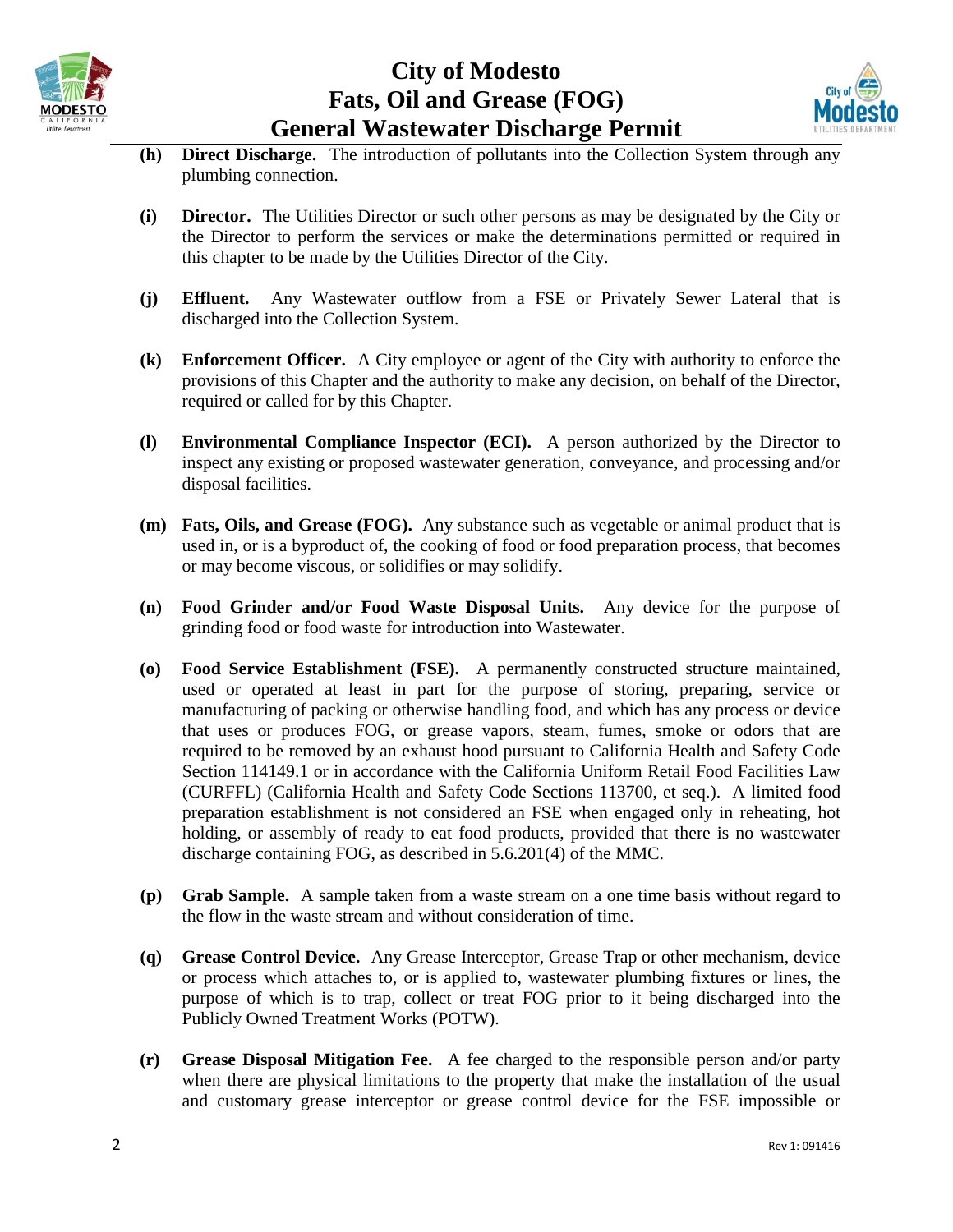**(h)** **Direct Discharge.** The introduction of pollutants into the Collection System through any plumbing connection.

**(i)** **Director.** The Utilities Director or such other persons as may be designated by the City or the Director to perform the services or make the determinations permitted or required in this chapter to be made by the Utilities Director of the City.

**(j)** **Effluent.** Any Wastewater outflow from a FSE or Privately Sewer Lateral that is discharged into the Collection System.

**(k)** **Enforcement Officer.** A City employee or agent of the City with authority to enforce the provisions of this Chapter and the authority to make any decision, on behalf of the Director, required or called for by this Chapter.

**(l)** **Environmental Compliance Inspector (ECI).** A person authorized by the Director to inspect any existing or proposed wastewater generation, conveyance, and processing and/or disposal facilities.

**(m)** **Fats, Oils, and Grease (FOG).** Any substance such as vegetable or animal product that is used in, or is a byproduct of, the cooking of food or food preparation process, that becomes or may become viscous, or solidifies or may solidify.

**(n)** **Food Grinder and/or Food Waste Disposal Units.** Any device for the purpose of grinding food or food waste for introduction into Wastewater.

**(o)** **Food Service Establishment (FSE).** A permanently constructed structure maintained, used or operated at least in part for the purpose of storing, preparing, service or manufacturing of packing or otherwise handling food, and which has any process or device that uses or produces FOG, or grease vapors, steam, fumes, smoke or odors that are required to be removed by an exhaust hood pursuant to California Health and Safety Code Section 114149.1 or in accordance with the California Uniform Retail Food Facilities Law (CURFFL) (California Health and Safety Code Sections 113700, et seq.). A limited food preparation establishment is not considered an FSE when engaged only in reheating, hot holding, or assembly of ready to eat food products, provided that there is no wastewater discharge containing FOG, as described in 5.6.201(4) of the MMC.

**(p)** **Grab Sample.** A sample taken from a waste stream on a one time basis without regard to the flow in the waste stream and without consideration of time.

**(q)** **Grease Control Device.** Any Grease Interceptor, Grease Trap or other mechanism, device or process which attaches to, or is applied to, wastewater plumbing fixtures or lines, the purpose of which is to trap, collect or treat FOG prior to it being discharged into the Publicly Owned Treatment Works (POTW).

**(r)** **Grease Disposal Mitigation Fee.** A fee charged to the responsible person and/or party when there are physical limitations to the property that make the installation of the usual and customary grease interceptor or grease control device for the FSE impossible or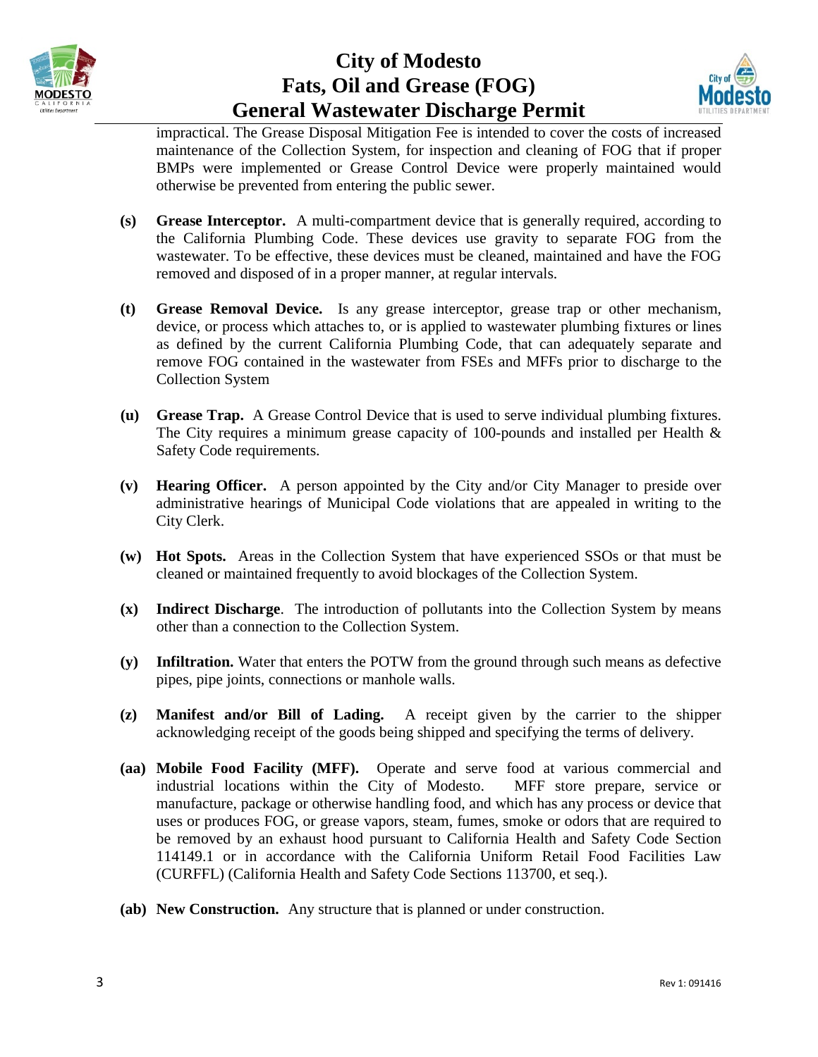impractical. The Grease Disposal Mitigation Fee is intended to cover the costs of increased maintenance of the Collection System, for inspection and cleaning of FOG that if proper BMPs were implemented or Grease Control Device were properly maintained would otherwise be prevented from entering the public sewer.

**(s) Grease Interceptor.** A multi-compartment device that is generally required, according to the California Plumbing Code. These devices use gravity to separate FOG from the wastewater. To be effective, these devices must be cleaned, maintained and have the FOG removed and disposed of in a proper manner, at regular intervals.

**(t) Grease Removal Device.** Is any grease interceptor, grease trap or other mechanism, device, or process which attaches to, or is applied to wastewater plumbing fixtures or lines as defined by the current California Plumbing Code, that can adequately separate and remove FOG contained in the wastewater from FSEs and MFFs prior to discharge to the Collection System

**(u) Grease Trap.** A Grease Control Device that is used to serve individual plumbing fixtures. The City requires a minimum grease capacity of 100-pounds and installed per Health & Safety Code requirements.

**(v) Hearing Officer.** A person appointed by the City and/or City Manager to preside over administrative hearings of Municipal Code violations that are appealed in writing to the City Clerk.

**(w) Hot Spots.** Areas in the Collection System that have experienced SSOs or that must be cleaned or maintained frequently to avoid blockages of the Collection System.

**(x) Indirect Discharge**. The introduction of pollutants into the Collection System by means other than a connection to the Collection System.

**(y) Infiltration.** Water that enters the POTW from the ground through such means as defective pipes, pipe joints, connections or manhole walls.

**(z) Manifest and/or Bill of Lading.** A receipt given by the carrier to the shipper acknowledging receipt of the goods being shipped and specifying the terms of delivery.

**(aa) Mobile Food Facility (MFF).** Operate and serve food at various commercial and industrial locations within the City of Modesto. MFF store prepare, service or manufacture, package or otherwise handling food, and which has any process or device that uses or produces FOG, or grease vapors, steam, fumes, smoke or odors that are required to be removed by an exhaust hood pursuant to California Health and Safety Code Section 114149.1 or in accordance with the California Uniform Retail Food Facilities Law (CURFFL) (California Health and Safety Code Sections 113700, et seq.).

**(ab) New Construction.** Any structure that is planned or under construction.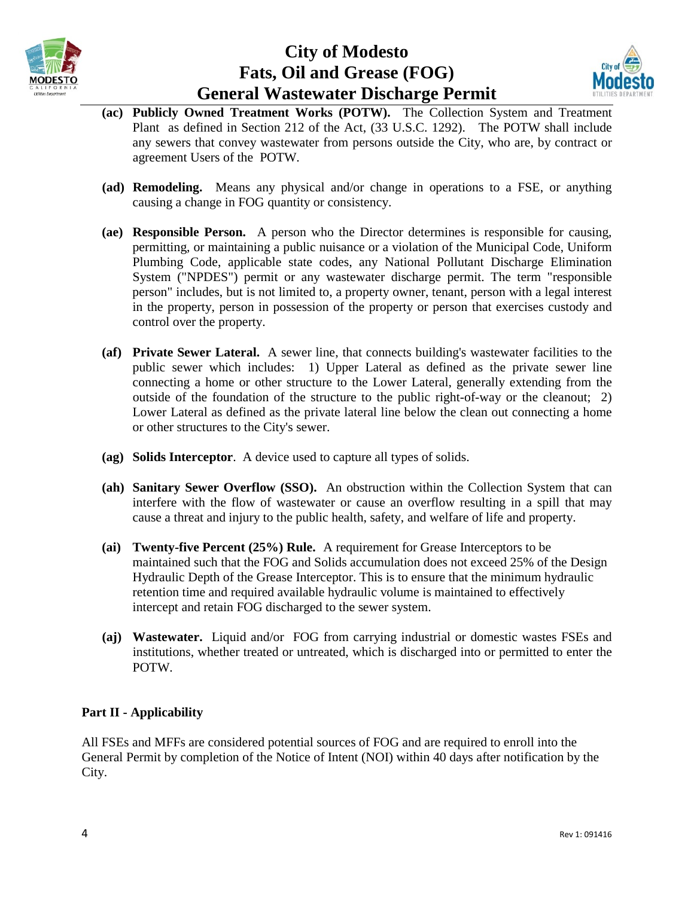**(ac) Publicly Owned Treatment Works (POTW).** The Collection System and Treatment Plant as defined in Section 212 of the Act, (33 U.S.C. 1292). The POTW shall include any sewers that convey wastewater from persons outside the City, who are, by contract or agreement Users of the POTW.

**(ad) Remodeling.** Means any physical and/or change in operations to a FSE, or anything causing a change in FOG quantity or consistency.

**(ae) Responsible Person.** A person who the Director determines is responsible for causing, permitting, or maintaining a public nuisance or a violation of the Municipal Code, Uniform Plumbing Code, applicable state codes, any National Pollutant Discharge Elimination System ("NPDES") permit or any wastewater discharge permit. The term "responsible person" includes, but is not limited to, a property owner, tenant, person with a legal interest in the property, person in possession of the property or person that exercises custody and control over the property.

**(af) Private Sewer Lateral.** A sewer line, that connects building's wastewater facilities to the public sewer which includes: 1) Upper Lateral as defined as the private sewer line connecting a home or other structure to the Lower Lateral, generally extending from the outside of the foundation of the structure to the public right-of-way or the cleanout; 2) Lower Lateral as defined as the private lateral line below the clean out connecting a home or other structures to the City's sewer.

**(ag) Solids Interceptor**. A device used to capture all types of solids.

**(ah) Sanitary Sewer Overflow (SSO).** An obstruction within the Collection System that can interfere with the flow of wastewater or cause an overflow resulting in a spill that may cause a threat and injury to the public health, safety, and welfare of life and property.

**(ai) Twenty-five Percent (25%) Rule.** A requirement for Grease Interceptors to be maintained such that the FOG and Solids accumulation does not exceed 25% of the Design Hydraulic Depth of the Grease Interceptor. This is to ensure that the minimum hydraulic retention time and required available hydraulic volume is maintained to effectively intercept and retain FOG discharged to the sewer system.

**(aj) Wastewater.** Liquid and/or FOG from carrying industrial or domestic wastes FSEs and institutions, whether treated or untreated, which is discharged into or permitted to enter the POTW.

**Part II - Applicability**

All FSEs and MFFs are considered potential sources of FOG and are required to enroll into the General Permit by completion of the Notice of Intent (NOI) within 40 days after notification by the City.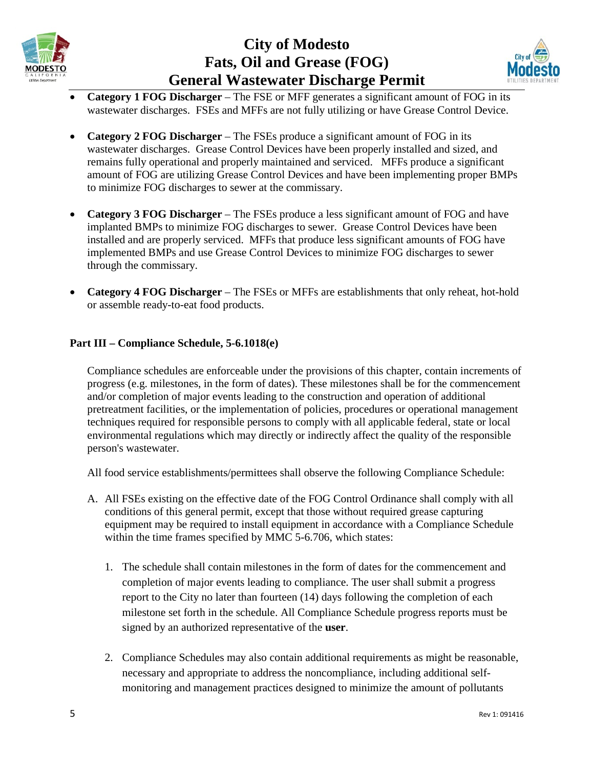- **Category 1 FOG Discharger** – The FSE or MFF generates a significant amount of FOG in its wastewater discharges. FSEs and MFFs are not fully utilizing or have Grease Control Device.

- **Category 2 FOG Discharger** – The FSEs produce a significant amount of FOG in its wastewater discharges. Grease Control Devices have been properly installed and sized, and remains fully operational and properly maintained and serviced. MFFs produce a significant amount of FOG are utilizing Grease Control Devices and have been implementing proper BMPs to minimize FOG discharges to sewer at the commissary.

- **Category 3 FOG Discharger** – The FSEs produce a less significant amount of FOG and have implanted BMPs to minimize FOG discharges to sewer. Grease Control Devices have been installed and are properly serviced. MFFs that produce less significant amounts of FOG have implemented BMPs and use Grease Control Devices to minimize FOG discharges to sewer through the commissary.

- **Category 4 FOG Discharger** – The FSEs or MFFs are establishments that only reheat, hot-hold or assemble ready-to-eat food products.

**Part III – Compliance Schedule, 5-6.1018(e)**

Compliance schedules are enforceable under the provisions of this chapter, contain increments of progress (e.g. milestones, in the form of dates). These milestones shall be for the commencement and/or completion of major events leading to the construction and operation of additional pretreatment facilities, or the implementation of policies, procedures or operational management techniques required for responsible persons to comply with all applicable federal, state or local environmental regulations which may directly or indirectly affect the quality of the responsible person's wastewater.

All food service establishments/permittees shall observe the following Compliance Schedule:

A. All FSEs existing on the effective date of the FOG Control Ordinance shall comply with all conditions of this general permit, except that those without required grease capturing equipment may be required to install equipment in accordance with a Compliance Schedule within the time frames specified by MMC 5-6.706, which states:

   1. The schedule shall contain milestones in the form of dates for the commencement and completion of major events leading to compliance. The user shall submit a progress report to the City no later than fourteen (14) days following the completion of each milestone set forth in the schedule. All Compliance Schedule progress reports must be signed by an authorized representative of the **user**.

   2. Compliance Schedules may also contain additional requirements as might be reasonable, necessary and appropriate to address the noncompliance, including additional self-monitoring and management practices designed to minimize the amount of pollutants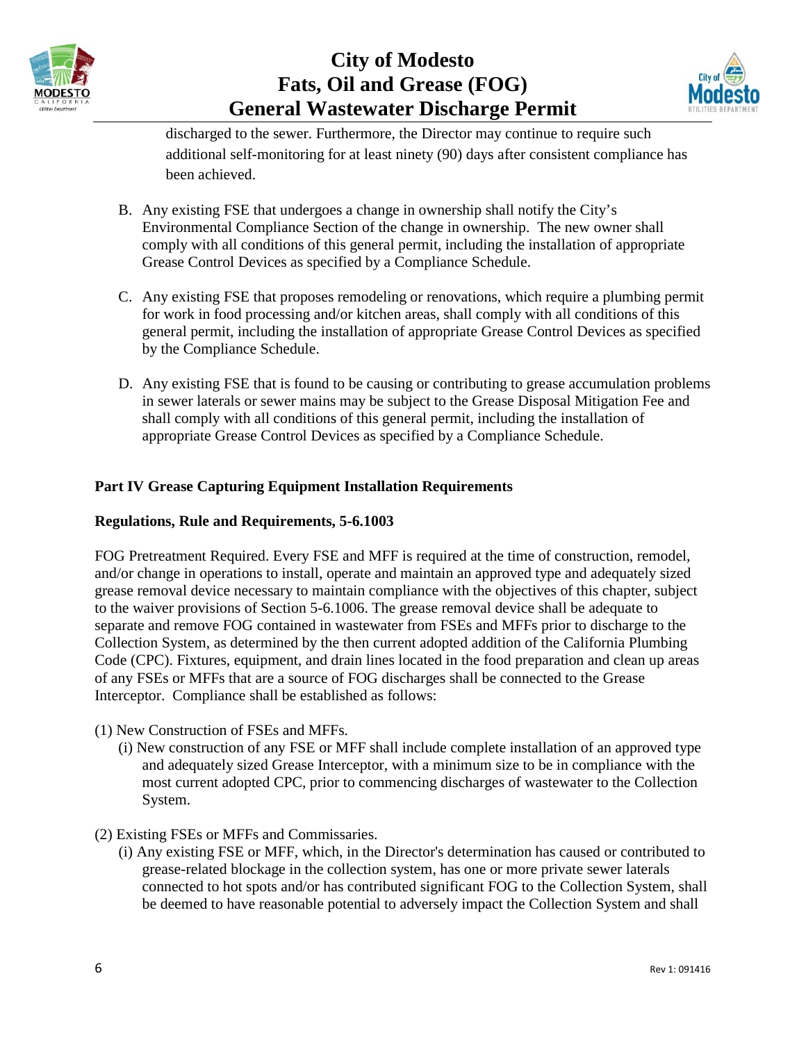discharged to the sewer. Furthermore, the Director may continue to require such additional self-monitoring for at least ninety (90) days after consistent compliance has been achieved.

B. Any existing FSE that undergoes a change in ownership shall notify the City's Environmental Compliance Section of the change in ownership. The new owner shall comply with all conditions of this general permit, including the installation of appropriate Grease Control Devices as specified by a Compliance Schedule.

C. Any existing FSE that proposes remodeling or renovations, which require a plumbing permit for work in food processing and/or kitchen areas, shall comply with all conditions of this general permit, including the installation of appropriate Grease Control Devices as specified by the Compliance Schedule.

D. Any existing FSE that is found to be causing or contributing to grease accumulation problems in sewer laterals or sewer mains may be subject to the Grease Disposal Mitigation Fee and shall comply with all conditions of this general permit, including the installation of appropriate Grease Control Devices as specified by a Compliance Schedule.

**Part IV Grease Capturing Equipment Installation Requirements**

**Regulations, Rule and Requirements, 5-6.1003**

FOG Pretreatment Required. Every FSE and MFF is required at the time of construction, remodel, and/or change in operations to install, operate and maintain an approved type and adequately sized grease removal device necessary to maintain compliance with the objectives of this chapter, subject to the waiver provisions of Section 5-6.1006. The grease removal device shall be adequate to separate and remove FOG contained in wastewater from FSEs and MFFs prior to discharge to the Collection System, as determined by the then current adopted addition of the California Plumbing Code (CPC). Fixtures, equipment, and drain lines located in the food preparation and clean up areas of any FSEs or MFFs that are a source of FOG discharges shall be connected to the Grease Interceptor. Compliance shall be established as follows:

(1) New Construction of FSEs and MFFs.

(i) New construction of any FSE or MFF shall include complete installation of an approved type and adequately sized Grease Interceptor, with a minimum size to be in compliance with the most current adopted CPC, prior to commencing discharges of wastewater to the Collection System.

(2) Existing FSEs or MFFs and Commissaries.

(i) Any existing FSE or MFF, which, in the Director's determination has caused or contributed to grease-related blockage in the collection system, has one or more private sewer laterals connected to hot spots and/or has contributed significant FOG to the Collection System, shall be deemed to have reasonable potential to adversely impact the Collection System and shall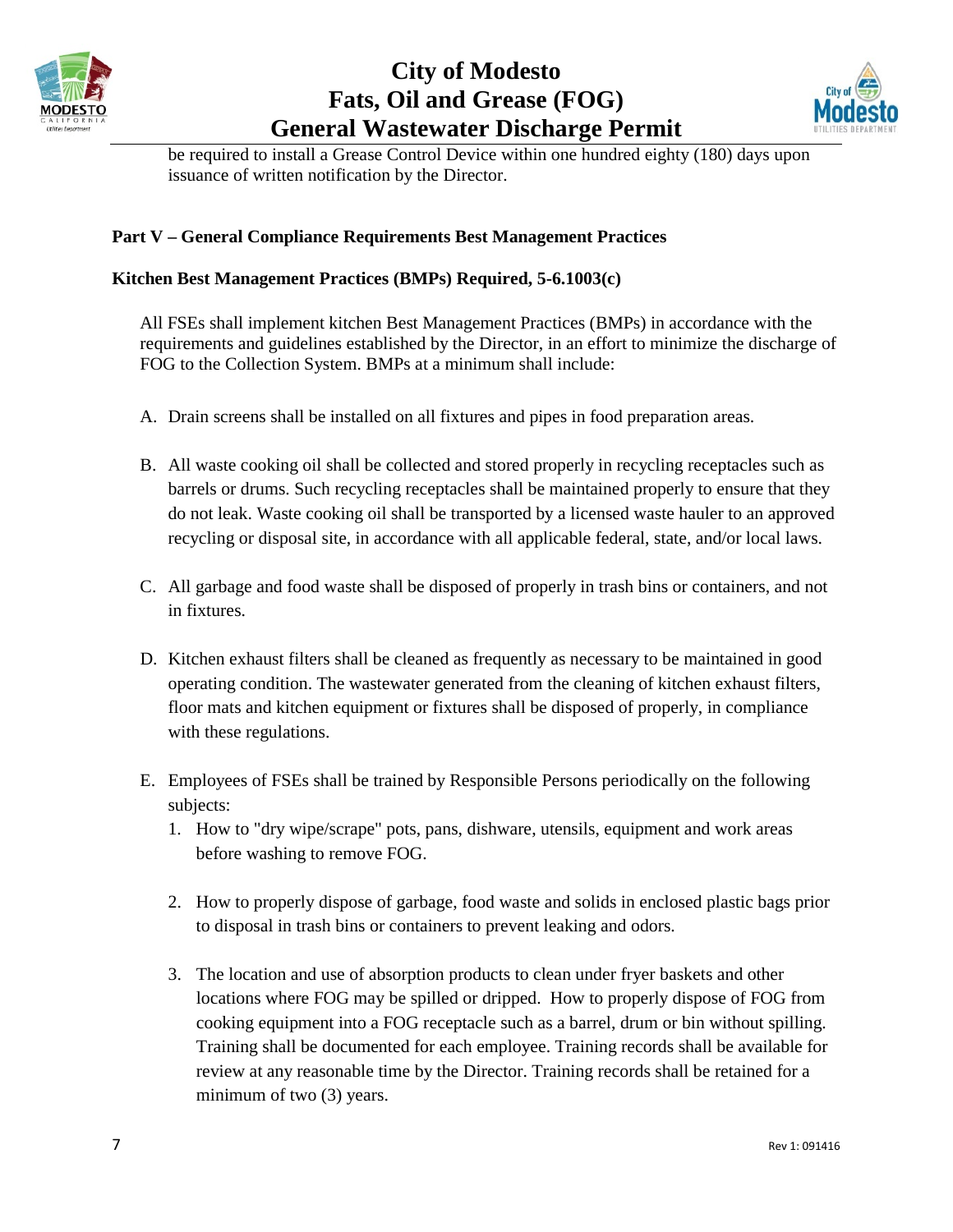be required to install a Grease Control Device within one hundred eighty (180) days upon issuance of written notification by the Director.

## Part V – General Compliance Requirements Best Management Practices

### Kitchen Best Management Practices (BMPs) Required, 5-6.1003(c)

All FSEs shall implement kitchen Best Management Practices (BMPs) in accordance with the requirements and guidelines established by the Director, in an effort to minimize the discharge of FOG to the Collection System. BMPs at a minimum shall include:

A. Drain screens shall be installed on all fixtures and pipes in food preparation areas.

B. All waste cooking oil shall be collected and stored properly in recycling receptacles such as barrels or drums. Such recycling receptacles shall be maintained properly to ensure that they do not leak. Waste cooking oil shall be transported by a licensed waste hauler to an approved recycling or disposal site, in accordance with all applicable federal, state, and/or local laws.

C. All garbage and food waste shall be disposed of properly in trash bins or containers, and not in fixtures.

D. Kitchen exhaust filters shall be cleaned as frequently as necessary to be maintained in good operating condition. The wastewater generated from the cleaning of kitchen exhaust filters, floor mats and kitchen equipment or fixtures shall be disposed of properly, in compliance with these regulations.

E. Employees of FSEs shall be trained by Responsible Persons periodically on the following subjects:
   1. How to "dry wipe/scrape" pots, pans, dishware, utensils, equipment and work areas before washing to remove FOG.

   2. How to properly dispose of garbage, food waste and solids in enclosed plastic bags prior to disposal in trash bins or containers to prevent leaking and odors.

   3. The location and use of absorption products to clean under fryer baskets and other locations where FOG may be spilled or dripped. How to properly dispose of FOG from cooking equipment into a FOG receptacle such as a barrel, drum or bin without spilling. Training shall be documented for each employee. Training records shall be available for review at any reasonable time by the Director. Training records shall be retained for a minimum of two (3) years.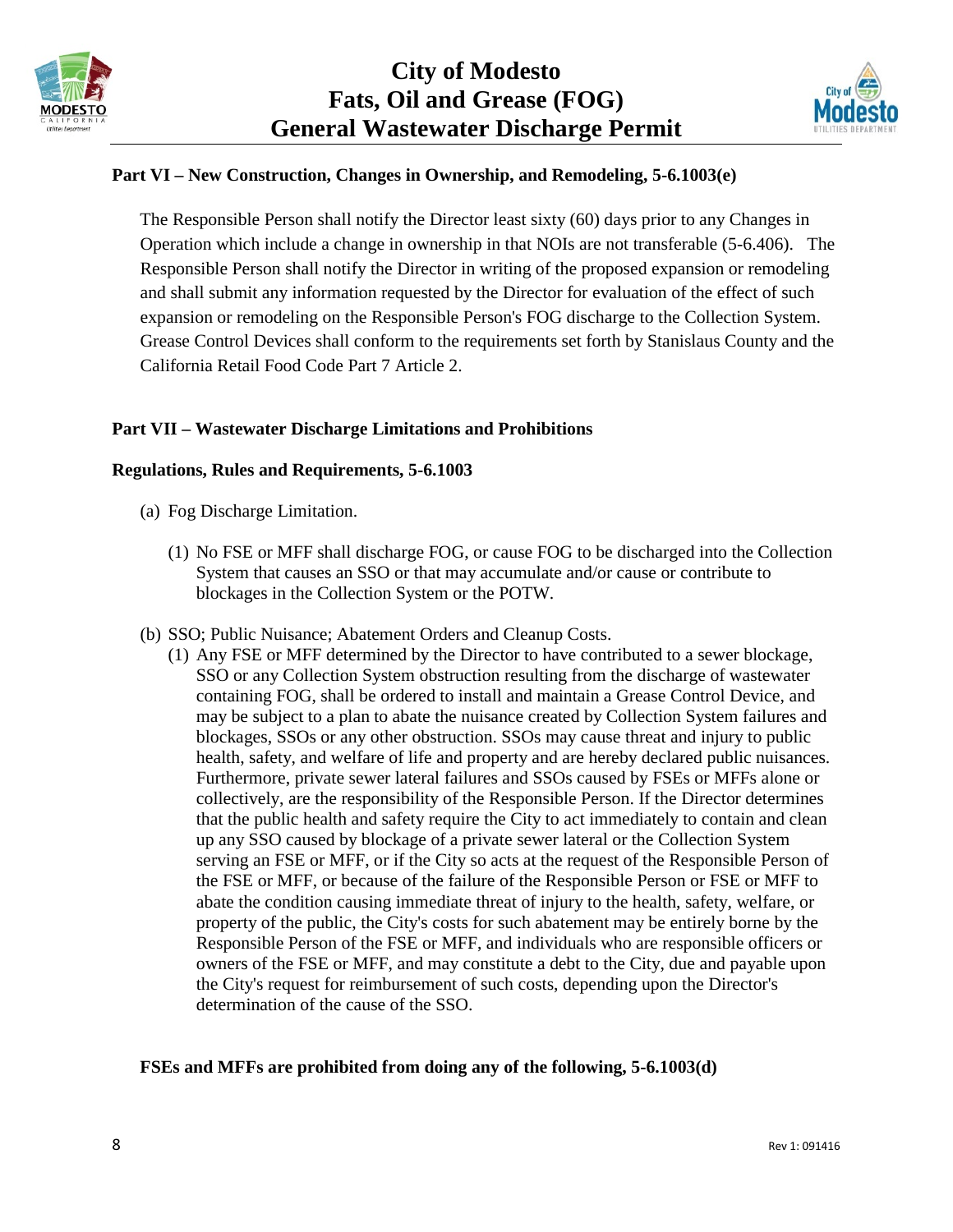### Part VI – New Construction, Changes in Ownership, and Remodeling, 5-6.1003(e)

The Responsible Person shall notify the Director least sixty (60) days prior to any Changes in Operation which include a change in ownership in that NOIs are not transferable (5-6.406). The Responsible Person shall notify the Director in writing of the proposed expansion or remodeling and shall submit any information requested by the Director for evaluation of the effect of such expansion or remodeling on the Responsible Person's FOG discharge to the Collection System. Grease Control Devices shall conform to the requirements set forth by Stanislaus County and the California Retail Food Code Part 7 Article 2.

### Part VII – Wastewater Discharge Limitations and Prohibitions

**Regulations, Rules and Requirements, 5-6.1003**

(a) Fog Discharge Limitation.

(1) No FSE or MFF shall discharge FOG, or cause FOG to be discharged into the Collection System that causes an SSO or that may accumulate and/or cause or contribute to blockages in the Collection System or the POTW.

(b) SSO; Public Nuisance; Abatement Orders and Cleanup Costs.

(1) Any FSE or MFF determined by the Director to have contributed to a sewer blockage, SSO or any Collection System obstruction resulting from the discharge of wastewater containing FOG, shall be ordered to install and maintain a Grease Control Device, and may be subject to a plan to abate the nuisance created by Collection System failures and blockages, SSOs or any other obstruction. SSOs may cause threat and injury to public health, safety, and welfare of life and property and are hereby declared public nuisances. Furthermore, private sewer lateral failures and SSOs caused by FSEs or MFFs alone or collectively, are the responsibility of the Responsible Person. If the Director determines that the public health and safety require the City to act immediately to contain and clean up any SSO caused by blockage of a private sewer lateral or the Collection System serving an FSE or MFF, or if the City so acts at the request of the Responsible Person of the FSE or MFF, or because of the failure of the Responsible Person or FSE or MFF to abate the condition causing immediate threat of injury to the health, safety, welfare, or property of the public, the City's costs for such abatement may be entirely borne by the Responsible Person of the FSE or MFF, and individuals who are responsible officers or owners of the FSE or MFF, and may constitute a debt to the City, due and payable upon the City's request for reimbursement of such costs, depending upon the Director's determination of the cause of the SSO.

**FSEs and MFFs are prohibited from doing any of the following, 5-6.1003(d)**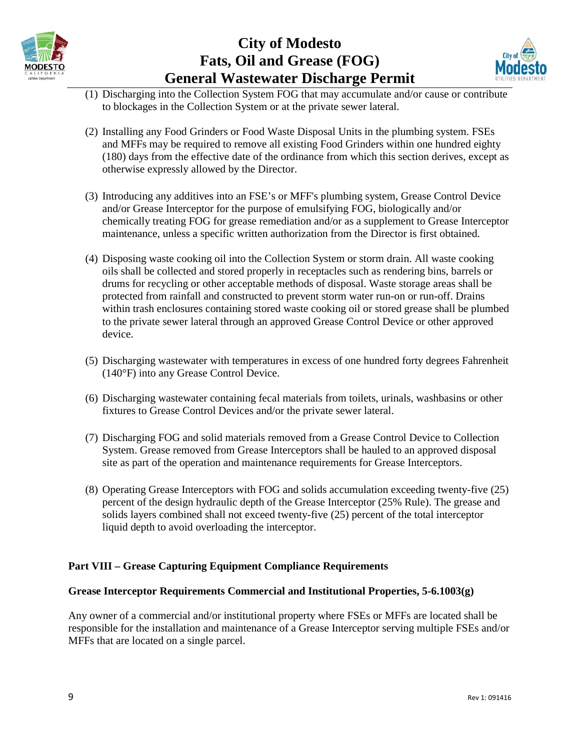(1) Discharging into the Collection System FOG that may accumulate and/or cause or contribute to blockages in the Collection System or at the private sewer lateral.

(2) Installing any Food Grinders or Food Waste Disposal Units in the plumbing system. FSEs and MFFs may be required to remove all existing Food Grinders within one hundred eighty (180) days from the effective date of the ordinance from which this section derives, except as otherwise expressly allowed by the Director.

(3) Introducing any additives into an FSE's or MFF's plumbing system, Grease Control Device and/or Grease Interceptor for the purpose of emulsifying FOG, biologically and/or chemically treating FOG for grease remediation and/or as a supplement to Grease Interceptor maintenance, unless a specific written authorization from the Director is first obtained.

(4) Disposing waste cooking oil into the Collection System or storm drain. All waste cooking oils shall be collected and stored properly in receptacles such as rendering bins, barrels or drums for recycling or other acceptable methods of disposal. Waste storage areas shall be protected from rainfall and constructed to prevent storm water run-on or run-off. Drains within trash enclosures containing stored waste cooking oil or stored grease shall be plumbed to the private sewer lateral through an approved Grease Control Device or other approved device.

(5) Discharging wastewater with temperatures in excess of one hundred forty degrees Fahrenheit (140°F) into any Grease Control Device.

(6) Discharging wastewater containing fecal materials from toilets, urinals, washbasins or other fixtures to Grease Control Devices and/or the private sewer lateral.

(7) Discharging FOG and solid materials removed from a Grease Control Device to Collection System. Grease removed from Grease Interceptors shall be hauled to an approved disposal site as part of the operation and maintenance requirements for Grease Interceptors.

(8) Operating Grease Interceptors with FOG and solids accumulation exceeding twenty-five (25) percent of the design hydraulic depth of the Grease Interceptor (25% Rule). The grease and solids layers combined shall not exceed twenty-five (25) percent of the total interceptor liquid depth to avoid overloading the interceptor.

## Part VIII – Grease Capturing Equipment Compliance Requirements

### Grease Interceptor Requirements Commercial and Institutional Properties, 5-6.1003(g)

Any owner of a commercial and/or institutional property where FSEs or MFFs are located shall be responsible for the installation and maintenance of a Grease Interceptor serving multiple FSEs and/or MFFs that are located on a single parcel.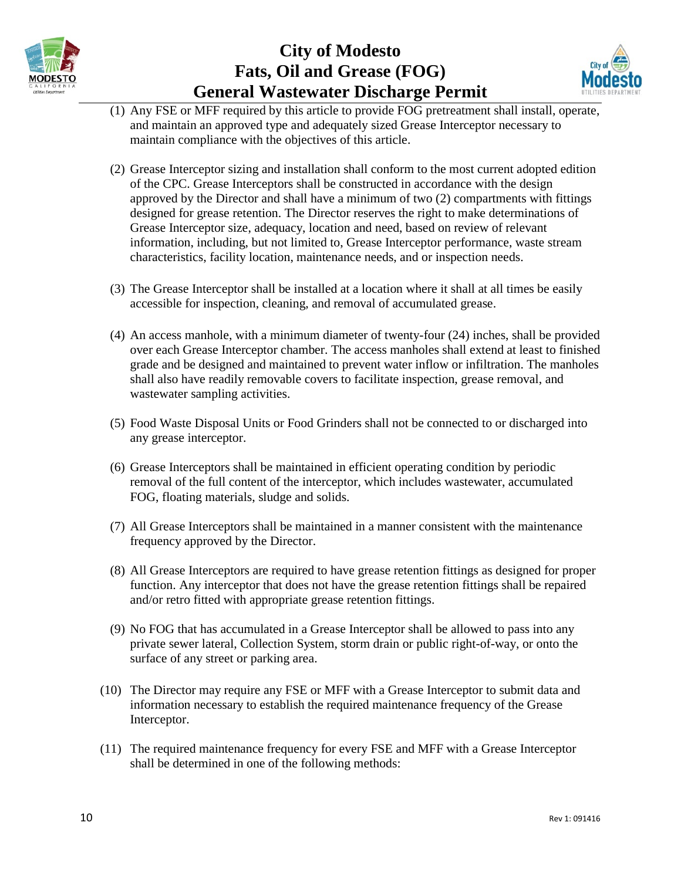(1) Any FSE or MFF required by this article to provide FOG pretreatment shall install, operate, and maintain an approved type and adequately sized Grease Interceptor necessary to maintain compliance with the objectives of this article.

(2) Grease Interceptor sizing and installation shall conform to the most current adopted edition of the CPC. Grease Interceptors shall be constructed in accordance with the design approved by the Director and shall have a minimum of two (2) compartments with fittings designed for grease retention. The Director reserves the right to make determinations of Grease Interceptor size, adequacy, location and need, based on review of relevant information, including, but not limited to, Grease Interceptor performance, waste stream characteristics, facility location, maintenance needs, and or inspection needs.

(3) The Grease Interceptor shall be installed at a location where it shall at all times be easily accessible for inspection, cleaning, and removal of accumulated grease.

(4) An access manhole, with a minimum diameter of twenty-four (24) inches, shall be provided over each Grease Interceptor chamber. The access manholes shall extend at least to finished grade and be designed and maintained to prevent water inflow or infiltration. The manholes shall also have readily removable covers to facilitate inspection, grease removal, and wastewater sampling activities.

(5) Food Waste Disposal Units or Food Grinders shall not be connected to or discharged into any grease interceptor.

(6) Grease Interceptors shall be maintained in efficient operating condition by periodic removal of the full content of the interceptor, which includes wastewater, accumulated FOG, floating materials, sludge and solids.

(7) All Grease Interceptors shall be maintained in a manner consistent with the maintenance frequency approved by the Director.

(8) All Grease Interceptors are required to have grease retention fittings as designed for proper function. Any interceptor that does not have the grease retention fittings shall be repaired and/or retro fitted with appropriate grease retention fittings.

(9) No FOG that has accumulated in a Grease Interceptor shall be allowed to pass into any private sewer lateral, Collection System, storm drain or public right-of-way, or onto the surface of any street or parking area.

(10) The Director may require any FSE or MFF with a Grease Interceptor to submit data and information necessary to establish the required maintenance frequency of the Grease Interceptor.

(11) The required maintenance frequency for every FSE and MFF with a Grease Interceptor shall be determined in one of the following methods: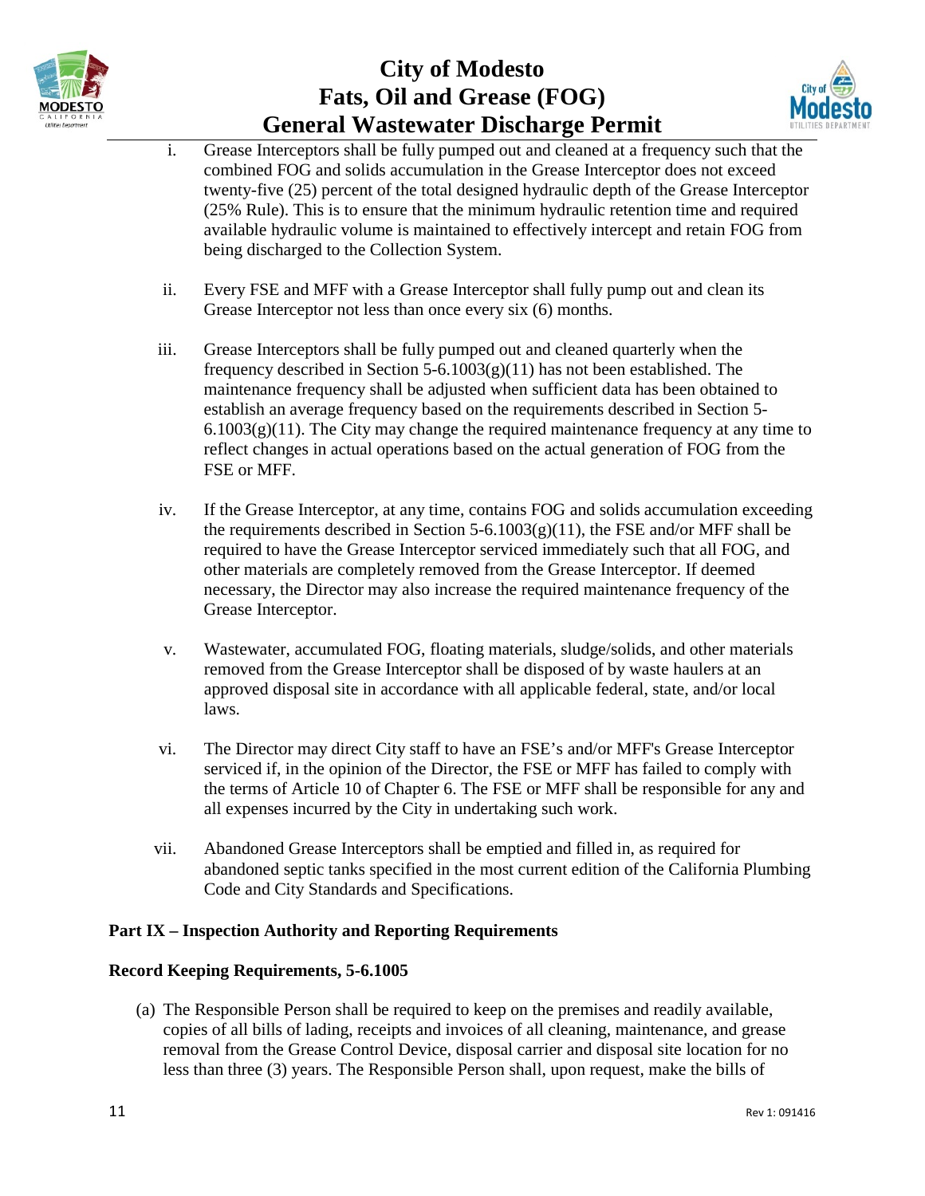i. Grease Interceptors shall be fully pumped out and cleaned at a frequency such that the combined FOG and solids accumulation in the Grease Interceptor does not exceed twenty-five (25) percent of the total designed hydraulic depth of the Grease Interceptor (25% Rule). This is to ensure that the minimum hydraulic retention time and required available hydraulic volume is maintained to effectively intercept and retain FOG from being discharged to the Collection System.

ii. Every FSE and MFF with a Grease Interceptor shall fully pump out and clean its Grease Interceptor not less than once every six (6) months.

iii. Grease Interceptors shall be fully pumped out and cleaned quarterly when the frequency described in Section 5-6.1003(g)(11) has not been established. The maintenance frequency shall be adjusted when sufficient data has been obtained to establish an average frequency based on the requirements described in Section 5-6.1003(g)(11). The City may change the required maintenance frequency at any time to reflect changes in actual operations based on the actual generation of FOG from the FSE or MFF.

iv. If the Grease Interceptor, at any time, contains FOG and solids accumulation exceeding the requirements described in Section 5-6.1003(g)(11), the FSE and/or MFF shall be required to have the Grease Interceptor serviced immediately such that all FOG, and other materials are completely removed from the Grease Interceptor. If deemed necessary, the Director may also increase the required maintenance frequency of the Grease Interceptor.

v. Wastewater, accumulated FOG, floating materials, sludge/solids, and other materials removed from the Grease Interceptor shall be disposed of by waste haulers at an approved disposal site in accordance with all applicable federal, state, and/or local laws.

vi. The Director may direct City staff to have an FSE's and/or MFF's Grease Interceptor serviced if, in the opinion of the Director, the FSE or MFF has failed to comply with the terms of Article 10 of Chapter 6. The FSE or MFF shall be responsible for any and all expenses incurred by the City in undertaking such work.

vii. Abandoned Grease Interceptors shall be emptied and filled in, as required for abandoned septic tanks specified in the most current edition of the California Plumbing Code and City Standards and Specifications.

## Part IX – Inspection Authority and Reporting Requirements

### Record Keeping Requirements, 5-6.1005

(a) The Responsible Person shall be required to keep on the premises and readily available, copies of all bills of lading, receipts and invoices of all cleaning, maintenance, and grease removal from the Grease Control Device, disposal carrier and disposal site location for no less than three (3) years. The Responsible Person shall, upon request, make the bills of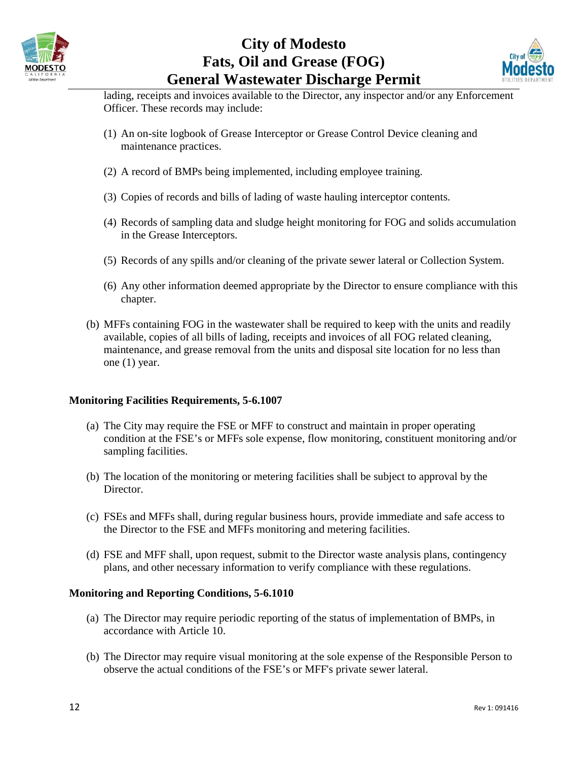lading, receipts and invoices available to the Director, any inspector and/or any Enforcement Officer. These records may include:

(1) An on-site logbook of Grease Interceptor or Grease Control Device cleaning and maintenance practices.

(2) A record of BMPs being implemented, including employee training.

(3) Copies of records and bills of lading of waste hauling interceptor contents.

(4) Records of sampling data and sludge height monitoring for FOG and solids accumulation in the Grease Interceptors.

(5) Records of any spills and/or cleaning of the private sewer lateral or Collection System.

(6) Any other information deemed appropriate by the Director to ensure compliance with this chapter.

(b) MFFs containing FOG in the wastewater shall be required to keep with the units and readily available, copies of all bills of lading, receipts and invoices of all FOG related cleaning, maintenance, and grease removal from the units and disposal site location for no less than one (1) year.

**Monitoring Facilities Requirements, 5-6.1007**

(a) The City may require the FSE or MFF to construct and maintain in proper operating condition at the FSE's or MFFs sole expense, flow monitoring, constituent monitoring and/or sampling facilities.

(b) The location of the monitoring or metering facilities shall be subject to approval by the Director.

(c) FSEs and MFFs shall, during regular business hours, provide immediate and safe access to the Director to the FSE and MFFs monitoring and metering facilities.

(d) FSE and MFF shall, upon request, submit to the Director waste analysis plans, contingency plans, and other necessary information to verify compliance with these regulations.

**Monitoring and Reporting Conditions, 5-6.1010**

(a) The Director may require periodic reporting of the status of implementation of BMPs, in accordance with Article 10.

(b) The Director may require visual monitoring at the sole expense of the Responsible Person to observe the actual conditions of the FSE's or MFF's private sewer lateral.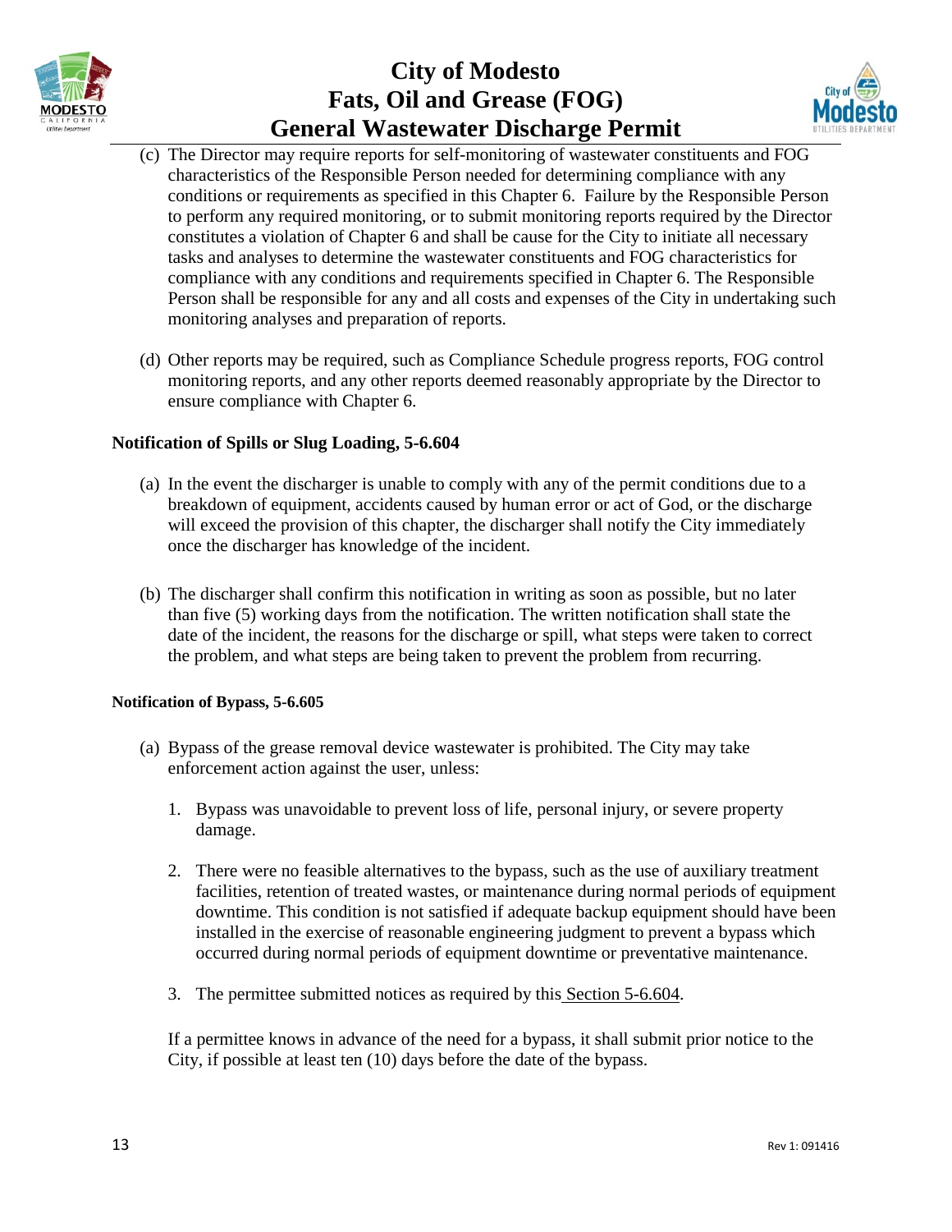(c) The Director may require reports for self-monitoring of wastewater constituents and FOG characteristics of the Responsible Person needed for determining compliance with any conditions or requirements as specified in this Chapter 6. Failure by the Responsible Person to perform any required monitoring, or to submit monitoring reports required by the Director constitutes a violation of Chapter 6 and shall be cause for the City to initiate all necessary tasks and analyses to determine the wastewater constituents and FOG characteristics for compliance with any conditions and requirements specified in Chapter 6. The Responsible Person shall be responsible for any and all costs and expenses of the City in undertaking such monitoring analyses and preparation of reports.

(d) Other reports may be required, such as Compliance Schedule progress reports, FOG control monitoring reports, and any other reports deemed reasonably appropriate by the Director to ensure compliance with Chapter 6.

**Notification of Spills or Slug Loading, 5-6.604**

(a) In the event the discharger is unable to comply with any of the permit conditions due to a breakdown of equipment, accidents caused by human error or act of God, or the discharge will exceed the provision of this chapter, the discharger shall notify the City immediately once the discharger has knowledge of the incident.

(b) The discharger shall confirm this notification in writing as soon as possible, but no later than five (5) working days from the notification. The written notification shall state the date of the incident, the reasons for the discharge or spill, what steps were taken to correct the problem, and what steps are being taken to prevent the problem from recurring.

**Notification of Bypass, 5-6.605**

(a) Bypass of the grease removal device wastewater is prohibited. The City may take enforcement action against the user, unless:

1. Bypass was unavoidable to prevent loss of life, personal injury, or severe property damage.

2. There were no feasible alternatives to the bypass, such as the use of auxiliary treatment facilities, retention of treated wastes, or maintenance during normal periods of equipment downtime. This condition is not satisfied if adequate backup equipment should have been installed in the exercise of reasonable engineering judgment to prevent a bypass which occurred during normal periods of equipment downtime or preventative maintenance.

3. The permittee submitted notices as required by this Section 5-6.604.

If a permittee knows in advance of the need for a bypass, it shall submit prior notice to the City, if possible at least ten (10) days before the date of the bypass.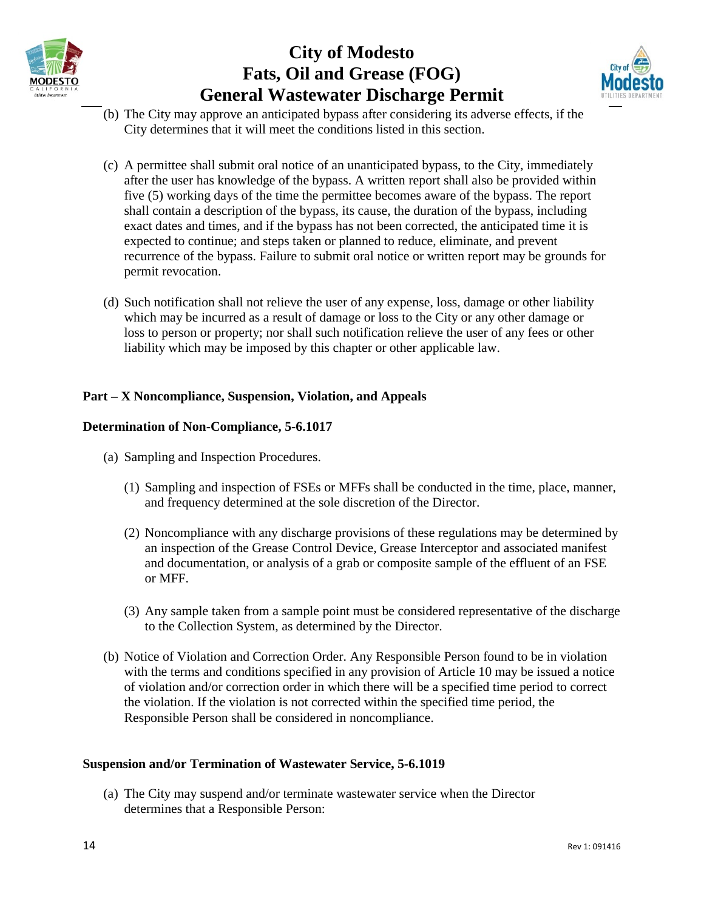(b) The City may approve an anticipated bypass after considering its adverse effects, if the City determines that it will meet the conditions listed in this section.

(c) A permittee shall submit oral notice of an unanticipated bypass, to the City, immediately after the user has knowledge of the bypass. A written report shall also be provided within five (5) working days of the time the permittee becomes aware of the bypass. The report shall contain a description of the bypass, its cause, the duration of the bypass, including exact dates and times, and if the bypass has not been corrected, the anticipated time it is expected to continue; and steps taken or planned to reduce, eliminate, and prevent recurrence of the bypass. Failure to submit oral notice or written report may be grounds for permit revocation.

(d) Such notification shall not relieve the user of any expense, loss, damage or other liability which may be incurred as a result of damage or loss to the City or any other damage or loss to person or property; nor shall such notification relieve the user of any fees or other liability which may be imposed by this chapter or other applicable law.

**Part – X Noncompliance, Suspension, Violation, and Appeals**

**Determination of Non-Compliance, 5-6.1017**

(a) Sampling and Inspection Procedures.

(1) Sampling and inspection of FSEs or MFFs shall be conducted in the time, place, manner, and frequency determined at the sole discretion of the Director.

(2) Noncompliance with any discharge provisions of these regulations may be determined by an inspection of the Grease Control Device, Grease Interceptor and associated manifest and documentation, or analysis of a grab or composite sample of the effluent of an FSE or MFF.

(3) Any sample taken from a sample point must be considered representative of the discharge to the Collection System, as determined by the Director.

(b) Notice of Violation and Correction Order. Any Responsible Person found to be in violation with the terms and conditions specified in any provision of Article 10 may be issued a notice of violation and/or correction order in which there will be a specified time period to correct the violation. If the violation is not corrected within the specified time period, the Responsible Person shall be considered in noncompliance.

**Suspension and/or Termination of Wastewater Service, 5-6.1019**

(a) The City may suspend and/or terminate wastewater service when the Director determines that a Responsible Person: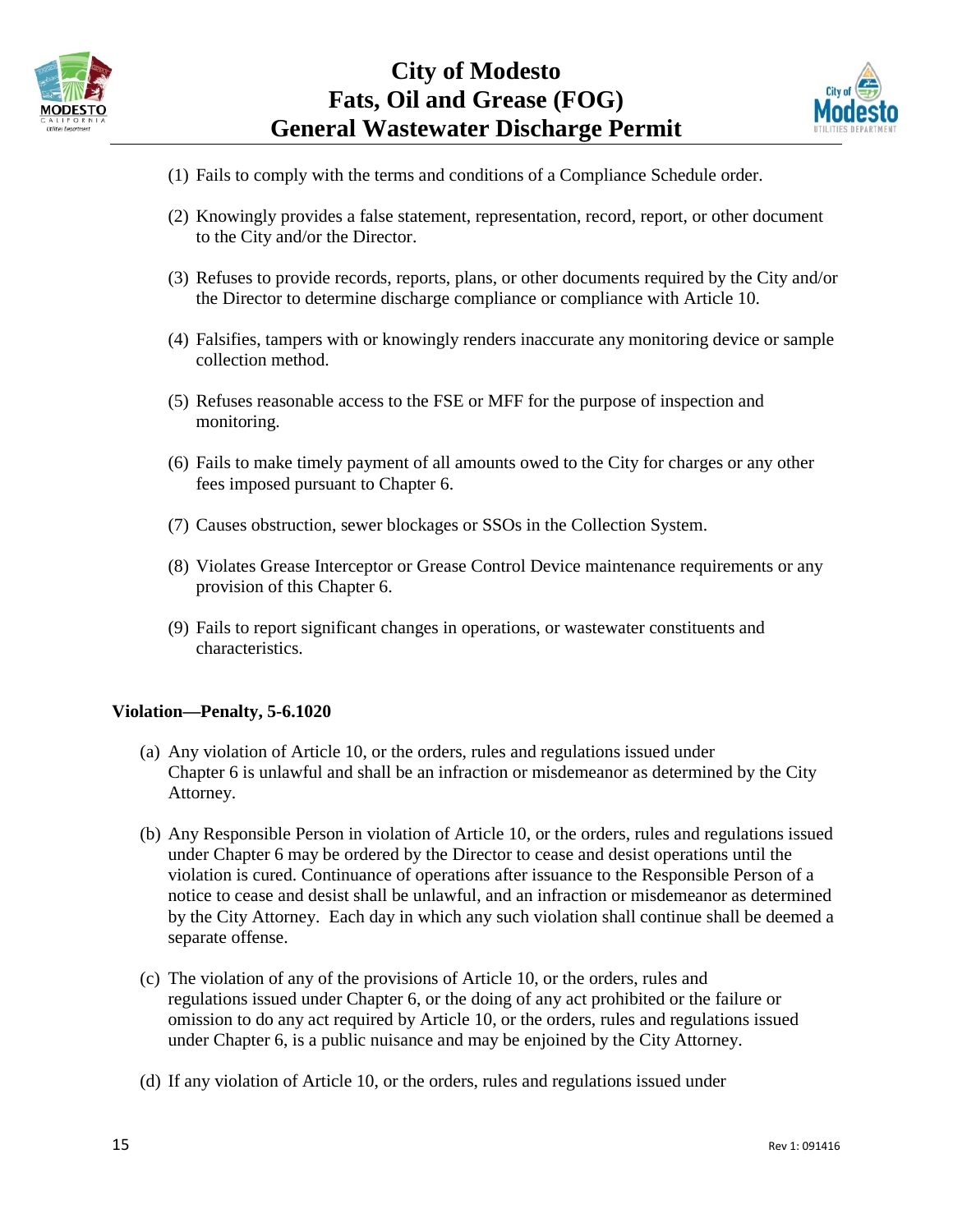(1) Fails to comply with the terms and conditions of a Compliance Schedule order.

(2) Knowingly provides a false statement, representation, record, report, or other document to the City and/or the Director.

(3) Refuses to provide records, reports, plans, or other documents required by the City and/or the Director to determine discharge compliance or compliance with Article 10.

(4) Falsifies, tampers with or knowingly renders inaccurate any monitoring device or sample collection method.

(5) Refuses reasonable access to the FSE or MFF for the purpose of inspection and monitoring.

(6) Fails to make timely payment of all amounts owed to the City for charges or any other fees imposed pursuant to Chapter 6.

(7) Causes obstruction, sewer blockages or SSOs in the Collection System.

(8) Violates Grease Interceptor or Grease Control Device maintenance requirements or any provision of this Chapter 6.

(9) Fails to report significant changes in operations, or wastewater constituents and characteristics.

**Violation—Penalty, 5-6.1020**

(a) Any violation of Article 10, or the orders, rules and regulations issued under Chapter 6 is unlawful and shall be an infraction or misdemeanor as determined by the City Attorney.

(b) Any Responsible Person in violation of Article 10, or the orders, rules and regulations issued under Chapter 6 may be ordered by the Director to cease and desist operations until the violation is cured. Continuance of operations after issuance to the Responsible Person of a notice to cease and desist shall be unlawful, and an infraction or misdemeanor as determined by the City Attorney. Each day in which any such violation shall continue shall be deemed a separate offense.

(c) The violation of any of the provisions of Article 10, or the orders, rules and regulations issued under Chapter 6, or the doing of any act prohibited or the failure or omission to do any act required by Article 10, or the orders, rules and regulations issued under Chapter 6, is a public nuisance and may be enjoined by the City Attorney.

(d) If any violation of Article 10, or the orders, rules and regulations issued under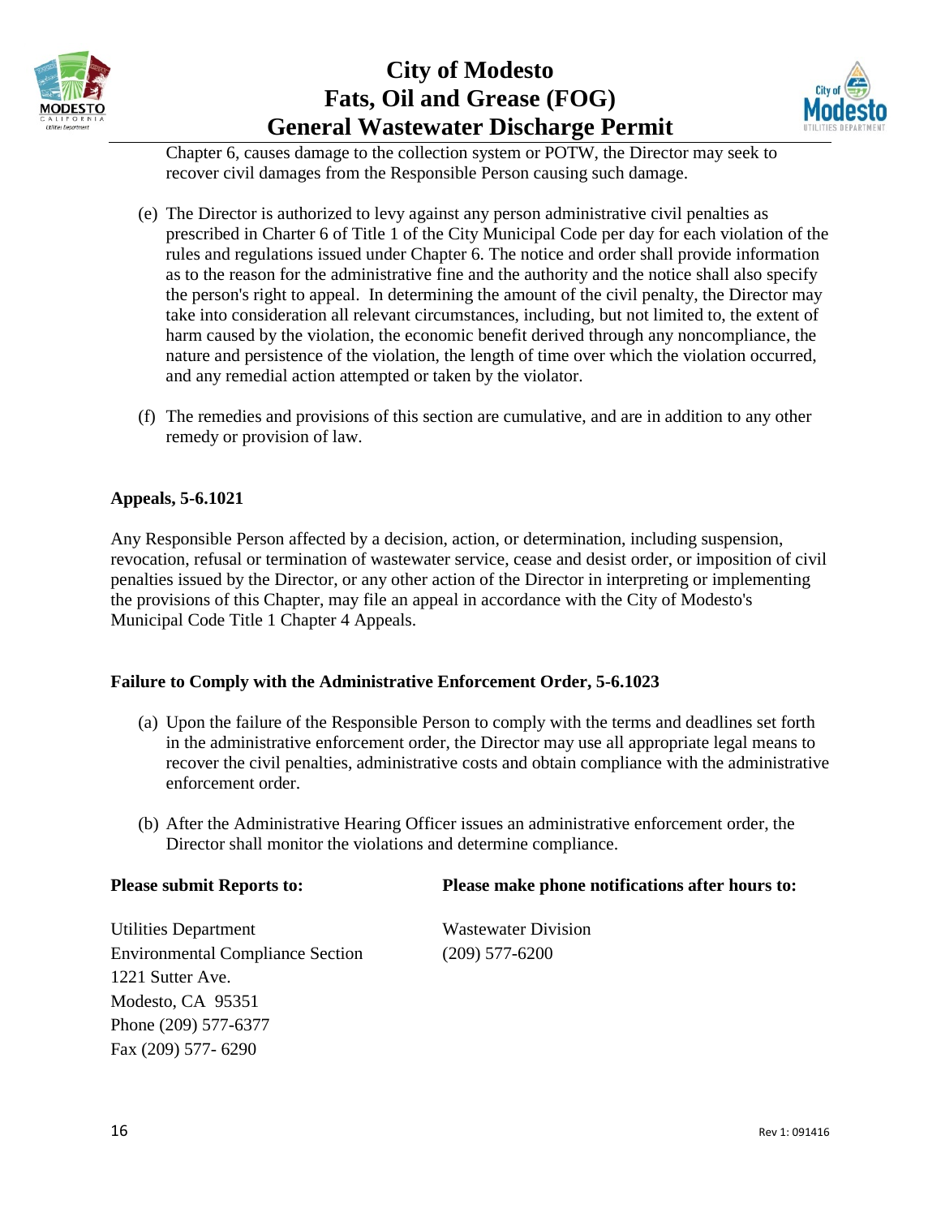Chapter 6, causes damage to the collection system or POTW, the Director may seek to recover civil damages from the Responsible Person causing such damage.

(e) The Director is authorized to levy against any person administrative civil penalties as prescribed in Charter 6 of Title 1 of the City Municipal Code per day for each violation of the rules and regulations issued under Chapter 6. The notice and order shall provide information as to the reason for the administrative fine and the authority and the notice shall also specify the person's right to appeal. In determining the amount of the civil penalty, the Director may take into consideration all relevant circumstances, including, but not limited to, the extent of harm caused by the violation, the economic benefit derived through any noncompliance, the nature and persistence of the violation, the length of time over which the violation occurred, and any remedial action attempted or taken by the violator.

(f) The remedies and provisions of this section are cumulative, and are in addition to any other remedy or provision of law.

**Appeals, 5-6.1021**

Any Responsible Person affected by a decision, action, or determination, including suspension, revocation, refusal or termination of wastewater service, cease and desist order, or imposition of civil penalties issued by the Director, or any other action of the Director in interpreting or implementing the provisions of this Chapter, may file an appeal in accordance with the City of Modesto's Municipal Code Title 1 Chapter 4 Appeals.

**Failure to Comply with the Administrative Enforcement Order, 5-6.1023**

(a) Upon the failure of the Responsible Person to comply with the terms and deadlines set forth in the administrative enforcement order, the Director may use all appropriate legal means to recover the civil penalties, administrative costs and obtain compliance with the administrative enforcement order.

(b) After the Administrative Hearing Officer issues an administrative enforcement order, the Director shall monitor the violations and determine compliance.

**Please submit Reports to:**

Utilities Department
Environmental Compliance Section
1221 Sutter Ave.
Modesto, CA 95351
Phone (209) 577-6377
Fax (209) 577- 6290

**Please make phone notifications after hours to:**

Wastewater Division
(209) 577-6200